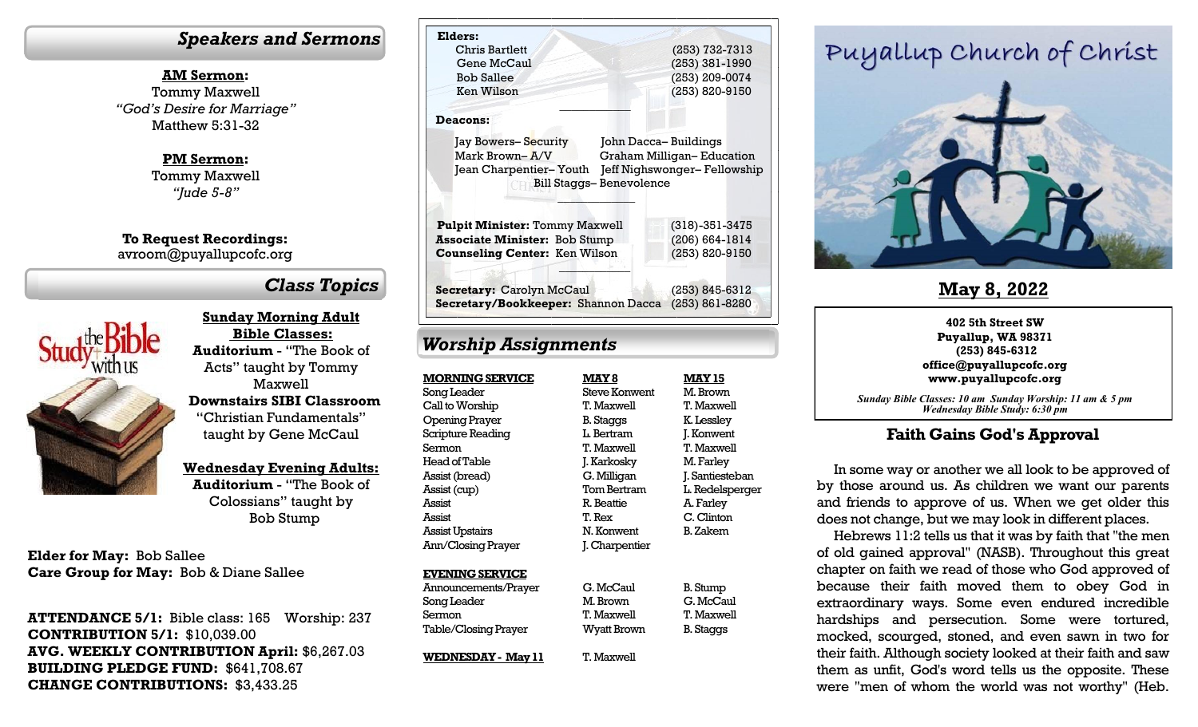## Speakers and Sermons

**AM Sermon:**
Tommy Maxwell
*"God's Desire for Marriage"*
Matthew 5:31-32

**PM Sermon:**
Tommy Maxwell
*"Jude 5-8"*

**To Request Recordings:**
avroom@puyallupcofc.org

## Class Topics

**Sunday Morning Adult Bible Classes:**
**Auditorium** - "The Book of Acts" taught by Tommy Maxwell
**Downstairs SIBI Classroom** "Christian Fundamentals" taught by Gene McCaul

**Wednesday Evening Adults:**
**Auditorium** - "The Book of Colossians" taught by Bob Stump

**Elder for May:** Bob Sallee
**Care Group for May:** Bob & Diane Sallee

**ATTENDANCE 5/1:** Bible class: 165 Worship: 237
**CONTRIBUTION 5/1:** $10,039.00
**AVG. WEEKLY CONTRIBUTION April:** $6,267.03
**BUILDING PLEDGE FUND:** $641,708.67
**CHANGE CONTRIBUTIONS:** $3,433.25

**Elders:**
Chris Bartlett (253) 732-7313
Gene McCaul (253) 381-1990
Bob Sallee (253) 209-0074
Ken Wilson (253) 820-9150

**Deacons:**
Jay Bowers– Security
John Dacca– Buildings
Mark Brown– A/V
Graham Milligan– Education
Jean Charpentier– Youth
Jeff Nighswonger– Fellowship
Bill Staggs– Benevolence

**Pulpit Minister:** Tommy Maxwell (318)-351-3475
**Associate Minister:** Bob Stump (206) 664-1814
**Counseling Center:** Ken Wilson (253) 820-9150

**Secretary:** Carolyn McCaul (253) 845-6312
**Secretary/Bookkeeper:** Shannon Dacca (253) 861-8280

## Worship Assignments

| MORNING SERVICE | MAY 8 | MAY 15 |
|---|---|---|
| Song Leader | Steve Konwent | M. Brown |
| Call to Worship | T. Maxwell | T. Maxwell |
| Opening Prayer | B. Staggs | K. Lessley |
| Scripture Reading | L. Bertram | J. Konwent |
| Sermon | T. Maxwell | T. Maxwell |
| Head of Table | J. Karkosky | M. Farley |
| Assist (bread) | G. Milligan | J. Santiesteban |
| Assist (cup) | Tom Bertram | L. Redelsperger |
| Assist | R. Beattie | A. Farley |
| Assist | T. Rex | C. Clinton |
| Assist Upstairs | N. Konwent | B. Zakem |
| Ann/Closing Prayer | J. Charpentier | |
| **EVENING SERVICE** | | |
| Announcements/Prayer | G. McCaul | B. Stump |
| Song Leader | M. Brown | G. McCaul |
| Sermon | T. Maxwell | T. Maxwell |
| Table/Closing Prayer | Wyatt Brown | B. Staggs |
| **WEDNESDAY - May 11** | T. Maxwell | |

# Puyallup Church of Christ

## May 8, 2022

**402 5th Street SW**
**Puyallup, WA 98371**
**(253) 845-6312**
**office@puyallupcofc.org**
**www.puyallupcofc.org**

*Sunday Bible Classes: 10 am Sunday Worship: 11 am & 5 pm*
*Wednesday Bible Study: 6:30 pm*

## Faith Gains God's Approval

In some way or another we all look to be approved of by those around us. As children we want our parents and friends to approve of us. When we get older this does not change, but we may look in different places.

Hebrews 11:2 tells us that it was by faith that "the men of old gained approval" (NASB). Throughout this great chapter on faith we read of those who God approved of because their faith moved them to obey God in extraordinary ways. Some even endured incredible hardships and persecution. Some were tortured, mocked, scourged, stoned, and even sawn in two for their faith. Although society looked at their faith and saw them as unfit, God's word tells us the opposite. These were "men of whom the world was not worthy" (Heb.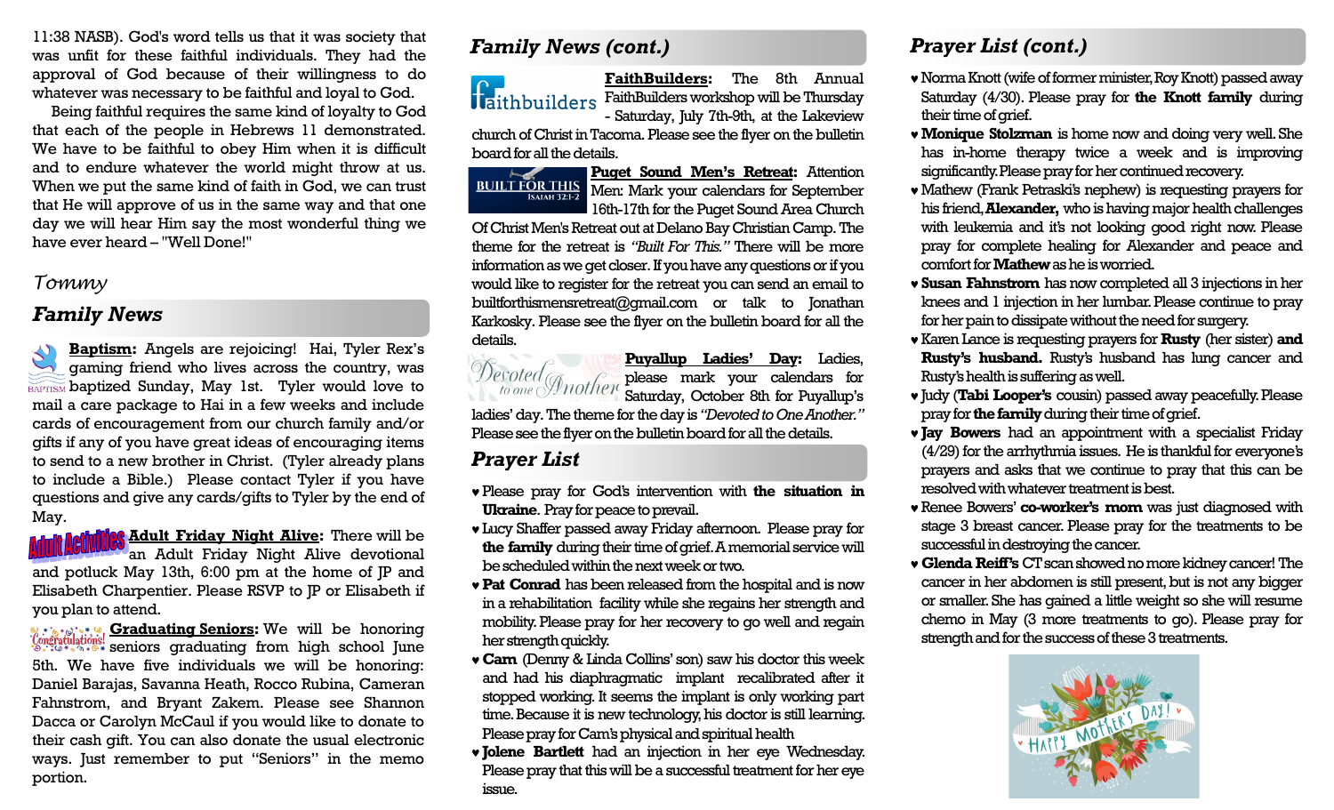11:38 NASB). God's word tells us that it was society that was unfit for these faithful individuals. They had the approval of God because of their willingness to do whatever was necessary to be faithful and loyal to God.

Being faithful requires the same kind of loyalty to God that each of the people in Hebrews 11 demonstrated. We have to be faithful to obey Him when it is difficult and to endure whatever the world might throw at us. When we put the same kind of faith in God, we can trust that He will approve of us in the same way and that one day we will hear Him say the most wonderful thing we have ever heard – "Well Done!"

*Tommy*

## Family News

**Baptism:** Angels are rejoicing! Hai, Tyler Rex's gaming friend who lives across the country, was baptized Sunday, May 1st. Tyler would love to mail a care package to Hai in a few weeks and include cards of encouragement from our church family and/or gifts if any of you have great ideas of encouraging items to send to a new brother in Christ. (Tyler already plans to include a Bible.) Please contact Tyler if you have questions and give any cards/gifts to Tyler by the end of May.

**Adult Friday Night Alive:** There will be an Adult Friday Night Alive devotional and potluck May 13th, 6:00 pm at the home of JP and Elisabeth Charpentier. Please RSVP to JP or Elisabeth if you plan to attend.

**Graduating Seniors:** We will be honoring seniors graduating from high school June 5th. We have five individuals we will be honoring: Daniel Barajas, Savanna Heath, Rocco Rubina, Cameran Fahnstrom, and Bryant Zakem. Please see Shannon Dacca or Carolyn McCaul if you would like to donate to their cash gift. You can also donate the usual electronic ways. Just remember to put "Seniors" in the memo portion.

## Family News (cont.)

**FaithBuilders:** The 8th Annual FaithBuilders workshop will be Thursday - Saturday, July 7th-9th, at the Lakeview church of Christ in Tacoma. Please see the flyer on the bulletin board for all the details.

**Puget Sound Men's Retreat:** Attention Men: Mark your calendars for September 16th-17th for the Puget Sound Area Church Of Christ Men's Retreat out at Delano Bay Christian Camp. The theme for the retreat is *"Built For This."* There will be more information as we get closer. If you have any questions or if you would like to register for the retreat you can send an email to builtforthismensretreat@gmail.com or talk to Jonathan Karkosky. Please see the flyer on the bulletin board for all the details.

**Puyallup Ladies' Day:** Ladies, please mark your calendars for Saturday, October 8th for Puyallup's ladies' day. The theme for the day is *"Devoted to One Another."* Please see the flyer on the bulletin board for all the details.

## Prayer List

- Please pray for God's intervention with **the situation in Ukraine**. Pray for peace to prevail.
- Lucy Shaffer passed away Friday afternoon. Please pray for **the family** during their time of grief. A memorial service will be scheduled within the next week or two.
- **Pat Conrad** has been released from the hospital and is now in a rehabilitation facility while she regains her strength and mobility. Please pray for her recovery to go well and regain her strength quickly.
- **Cam** (Denny & Linda Collins' son) saw his doctor this week and had his diaphragmatic implant recalibrated after it stopped working. It seems the implant is only working part time. Because it is new technology, his doctor is still learning. Please pray for Cam's physical and spiritual health
- **Jolene Bartlett** had an injection in her eye Wednesday. Please pray that this will be a successful treatment for her eye issue.

## Prayer List (cont.)

- Norma Knott (wife of former minister, Roy Knott) passed away Saturday (4/30). Please pray for **the Knott family** during their time of grief.
- **Monique Stolzman** is home now and doing very well. She has in-home therapy twice a week and is improving significantly. Please pray for her continued recovery.
- Mathew (Frank Petraski's nephew) is requesting prayers for his friend, **Alexander,** who is having major health challenges with leukemia and it's not looking good right now. Please pray for complete healing for Alexander and peace and comfort for **Mathew** as he is worried.
- **Susan Fahnstrom** has now completed all 3 injections in her knees and 1 injection in her lumbar. Please continue to pray for her pain to dissipate without the need for surgery.
- Karen Lance is requesting prayers for **Rusty** (her sister) **and Rusty's husband.** Rusty's husband has lung cancer and Rusty's health is suffering as well.
- Judy (**Tabi Looper's** cousin) passed away peacefully. Please pray for **the family** during their time of grief.
- **Jay Bowers** had an appointment with a specialist Friday (4/29) for the arrhythmia issues. He is thankful for everyone's prayers and asks that we continue to pray that this can be resolved with whatever treatment is best.
- Renee Bowers' **co-worker's mom** was just diagnosed with stage 3 breast cancer. Please pray for the treatments to be successful in destroying the cancer.
- **Glenda Reiff's** CT scan showed no more kidney cancer! The cancer in her abdomen is still present, but is not any bigger or smaller. She has gained a little weight so she will resume chemo in May (3 more treatments to go). Please pray for strength and for the success of these 3 treatments.